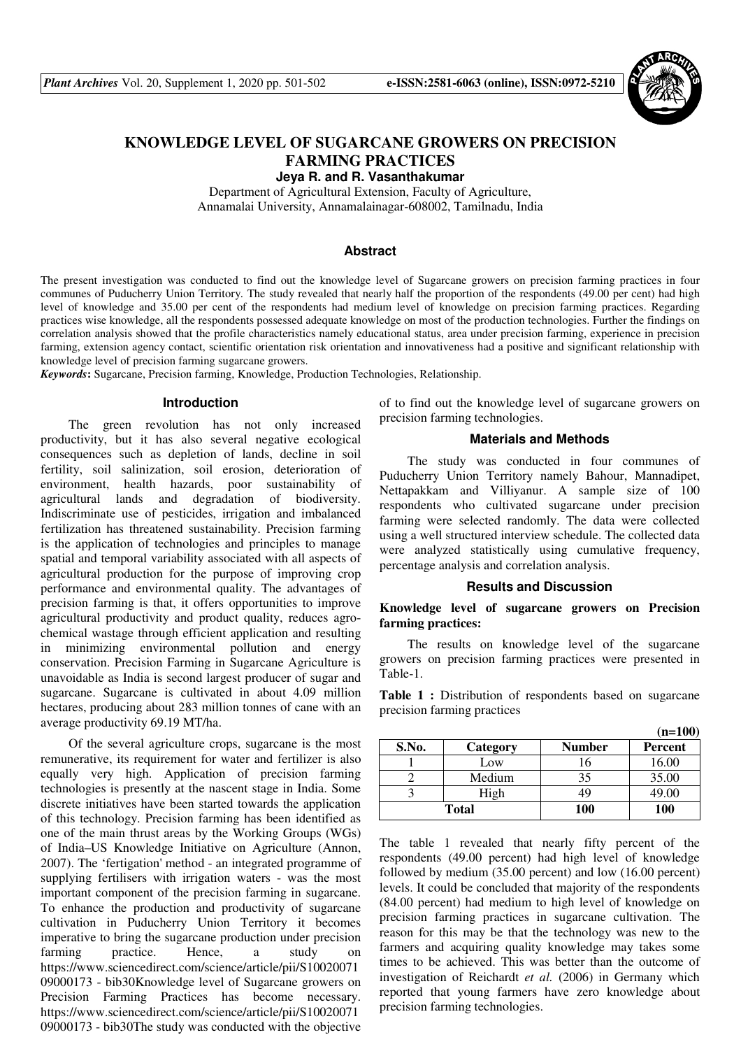# KNOWLEDGE LEVEL OF SUGARCANE GROWERS ON PRECISION FARMING PRACTICES

**Jeya R. and R. Vasanthakumar**

Department of Agricultural Extension, Faculty of Agriculture,
Annamalai University, Annamalainagar-608002, Tamilnadu, India

## Abstract

The present investigation was conducted to find out the knowledge level of Sugarcane growers on precision farming practices in four communes of Puducherry Union Territory. The study revealed that nearly half the proportion of the respondents (49.00 per cent) had high level of knowledge and 35.00 per cent of the respondents had medium level of knowledge on precision farming practices. Regarding practices wise knowledge, all the respondents possessed adequate knowledge on most of the production technologies. Further the findings on correlation analysis showed that the profile characteristics namely educational status, area under precision farming, experience in precision farming, extension agency contact, scientific orientation risk orientation and innovativeness had a positive and significant relationship with knowledge level of precision farming sugarcane growers.

***Keywords*:** Sugarcane, Precision farming, Knowledge, Production Technologies, Relationship.

## Introduction

The green revolution has not only increased productivity, but it has also several negative ecological consequences such as depletion of lands, decline in soil fertility, soil salinization, soil erosion, deterioration of environment, health hazards, poor sustainability of agricultural lands and degradation of biodiversity. Indiscriminate use of pesticides, irrigation and imbalanced fertilization has threatened sustainability. Precision farming is the application of technologies and principles to manage spatial and temporal variability associated with all aspects of agricultural production for the purpose of improving crop performance and environmental quality. The advantages of precision farming is that, it offers opportunities to improve agricultural productivity and product quality, reduces agro-chemical wastage through efficient application and resulting in minimizing environmental pollution and energy conservation. Precision Farming in Sugarcane Agriculture is unavoidable as India is second largest producer of sugar and sugarcane. Sugarcane is cultivated in about 4.09 million hectares, producing about 283 million tonnes of cane with an average productivity 69.19 MT/ha.

Of the several agriculture crops, sugarcane is the most remunerative, its requirement for water and fertilizer is also equally very high. Application of precision farming technologies is presently at the nascent stage in India. Some discrete initiatives have been started towards the application of this technology. Precision farming has been identified as one of the main thrust areas by the Working Groups (WGs) of India–US Knowledge Initiative on Agriculture (Annon, 2007). The 'fertigation' method - an integrated programme of supplying fertilisers with irrigation waters - was the most important component of the precision farming in sugarcane. To enhance the production and productivity of sugarcane cultivation in Puducherry Union Territory it becomes imperative to bring the sugarcane production under precision farming practice. Hence, a study on https://www.sciencedirect.com/science/article/pii/S1002007109000173 - bib30Knowledge level of Sugarcane growers on Precision Farming Practices has become necessary. https://www.sciencedirect.com/science/article/pii/S1002007109000173 - bib30The study was conducted with the objective of to find out the knowledge level of sugarcane growers on precision farming technologies.

## Materials and Methods

The study was conducted in four communes of Puducherry Union Territory namely Bahour, Mannadipet, Nettapakkam and Villiyanur. A sample size of 100 respondents who cultivated sugarcane under precision farming were selected randomly. The data were collected using a well structured interview schedule. The collected data were analyzed statistically using cumulative frequency, percentage analysis and correlation analysis.

## Results and Discussion

### Knowledge level of sugarcane growers on Precision farming practices:

The results on knowledge level of the sugarcane growers on precision farming practices were presented in Table-1.

**Table 1 :** Distribution of respondents based on sugarcane precision farming practices

**(n=100)**

| S.No. | Category | Number | Percent |
|---|---|---|---|
| 1 | Low | 16 | 16.00 |
| 2 | Medium | 35 | 35.00 |
| 3 | High | 49 | 49.00 |
| **Total** | | **100** | **100** |

The table 1 revealed that nearly fifty percent of the respondents (49.00 percent) had high level of knowledge followed by medium (35.00 percent) and low (16.00 percent) levels. It could be concluded that majority of the respondents (84.00 percent) had medium to high level of knowledge on precision farming practices in sugarcane cultivation. The reason for this may be that the technology was new to the farmers and acquiring quality knowledge may takes some times to be achieved. This was better than the outcome of investigation of Reichardt *et al.* (2006) in Germany which reported that young farmers have zero knowledge about precision farming technologies.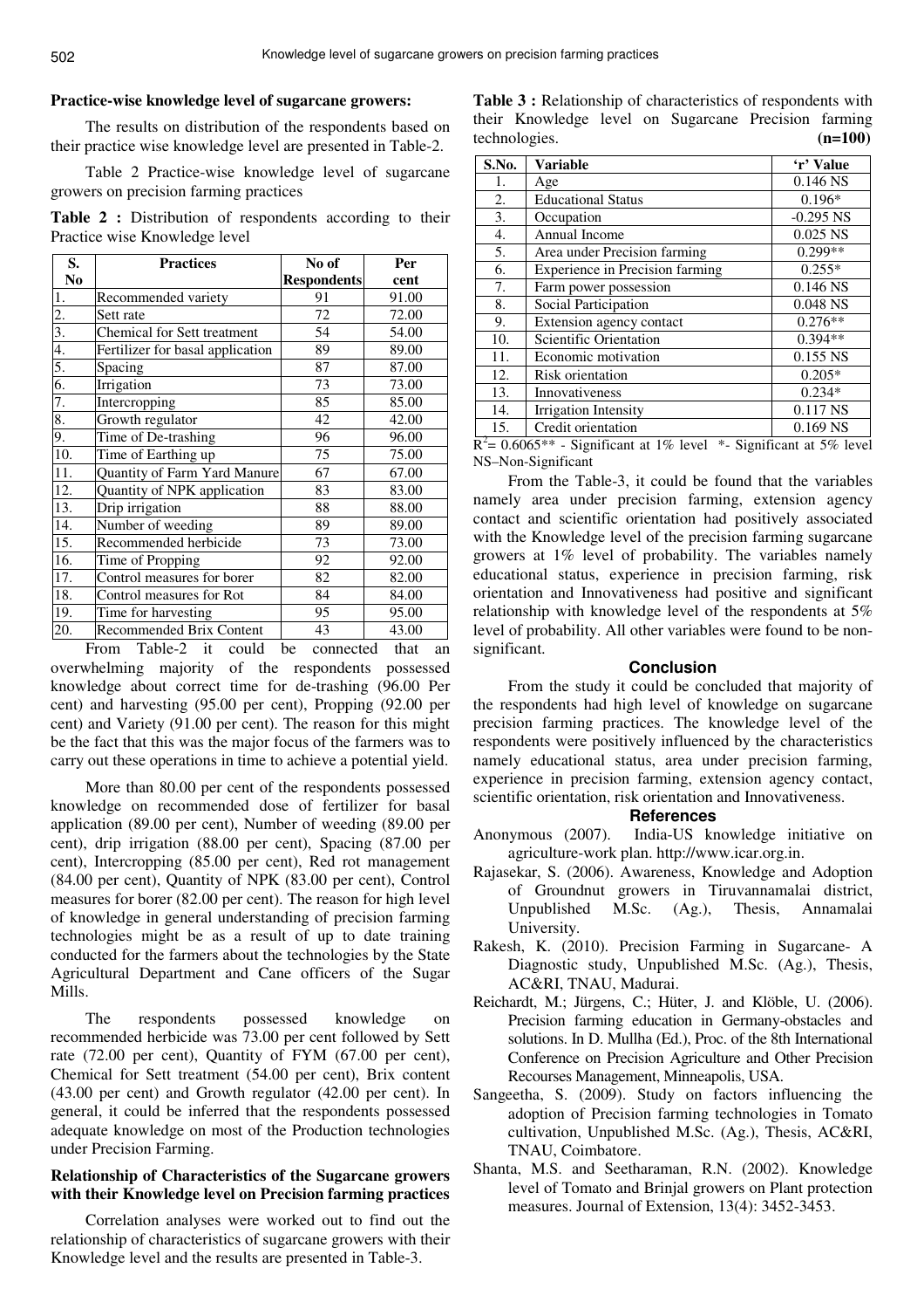### Practice-wise knowledge level of sugarcane growers:

The results on distribution of the respondents based on their practice wise knowledge level are presented in Table-2.

Table 2 Practice-wise knowledge level of sugarcane growers on precision farming practices

**Table 2 :** Distribution of respondents according to their Practice wise Knowledge level

| S. No | Practices | No of Respondents | Per cent |
|---|---|---|---|
| 1. | Recommended variety | 91 | 91.00 |
| 2. | Sett rate | 72 | 72.00 |
| 3. | Chemical for Sett treatment | 54 | 54.00 |
| 4. | Fertilizer for basal application | 89 | 89.00 |
| 5. | Spacing | 87 | 87.00 |
| 6. | Irrigation | 73 | 73.00 |
| 7. | Intercropping | 85 | 85.00 |
| 8. | Growth regulator | 42 | 42.00 |
| 9. | Time of De-trashing | 96 | 96.00 |
| 10. | Time of Earthing up | 75 | 75.00 |
| 11. | Quantity of Farm Yard Manure | 67 | 67.00 |
| 12. | Quantity of NPK application | 83 | 83.00 |
| 13. | Drip irrigation | 88 | 88.00 |
| 14. | Number of weeding | 89 | 89.00 |
| 15. | Recommended herbicide | 73 | 73.00 |
| 16. | Time of Propping | 92 | 92.00 |
| 17. | Control measures for borer | 82 | 82.00 |
| 18. | Control measures for Rot | 84 | 84.00 |
| 19. | Time for harvesting | 95 | 95.00 |
| 20. | Recommended Brix Content | 43 | 43.00 |

From Table-2 it could be connected that an overwhelming majority of the respondents possessed knowledge about correct time for de-trashing (96.00 Per cent) and harvesting (95.00 per cent), Propping (92.00 per cent) and Variety (91.00 per cent). The reason for this might be the fact that this was the major focus of the farmers was to carry out these operations in time to achieve a potential yield.

More than 80.00 per cent of the respondents possessed knowledge on recommended dose of fertilizer for basal application (89.00 per cent), Number of weeding (89.00 per cent), drip irrigation (88.00 per cent), Spacing (87.00 per cent), Intercropping (85.00 per cent), Red rot management (84.00 per cent), Quantity of NPK (83.00 per cent), Control measures for borer (82.00 per cent). The reason for high level of knowledge in general understanding of precision farming technologies might be as a result of up to date training conducted for the farmers about the technologies by the State Agricultural Department and Cane officers of the Sugar Mills.

The respondents possessed knowledge on recommended herbicide was 73.00 per cent followed by Sett rate (72.00 per cent), Quantity of FYM (67.00 per cent), Chemical for Sett treatment (54.00 per cent), Brix content (43.00 per cent) and Growth regulator (42.00 per cent). In general, it could be inferred that the respondents possessed adequate knowledge on most of the Production technologies under Precision Farming.

### Relationship of Characteristics of the Sugarcane growers with their Knowledge level on Precision farming practices

Correlation analyses were worked out to find out the relationship of characteristics of sugarcane growers with their Knowledge level and the results are presented in Table-3.

**Table 3 :** Relationship of characteristics of respondents with their Knowledge level on Sugarcane Precision farming technologies. **(n=100)**

| S.No. | Variable | 'r' Value |
|---|---|---|
| 1. | Age | 0.146 NS |
| 2. | Educational Status | 0.196* |
| 3. | Occupation | -0.295 NS |
| 4. | Annual Income | 0.025 NS |
| 5. | Area under Precision farming | 0.299** |
| 6. | Experience in Precision farming | 0.255* |
| 7. | Farm power possession | 0.146 NS |
| 8. | Social Participation | 0.048 NS |
| 9. | Extension agency contact | 0.276** |
| 10. | Scientific Orientation | 0.394** |
| 11. | Economic motivation | 0.155 NS |
| 12. | Risk orientation | 0.205* |
| 13. | Innovativeness | 0.234* |
| 14. | Irrigation Intensity | 0.117 NS |
| 15. | Credit orientation | 0.169 NS |

$R^2$= 0.6065** - Significant at 1% level \*- Significant at 5% level NS–Non-Significant

From the Table-3, it could be found that the variables namely area under precision farming, extension agency contact and scientific orientation had positively associated with the Knowledge level of the precision farming sugarcane growers at 1% level of probability. The variables namely educational status, experience in precision farming, risk orientation and Innovativeness had positive and significant relationship with knowledge level of the respondents at 5% level of probability. All other variables were found to be non-significant.

## Conclusion

From the study it could be concluded that majority of the respondents had high level of knowledge on sugarcane precision farming practices. The knowledge level of the respondents were positively influenced by the characteristics namely educational status, area under precision farming, experience in precision farming, extension agency contact, scientific orientation, risk orientation and Innovativeness.

## References

Anonymous (2007). India-US knowledge initiative on agriculture-work plan. http://www.icar.org.in.

Rajasekar, S. (2006). Awareness, Knowledge and Adoption of Groundnut growers in Tiruvannamalai district, Unpublished M.Sc. (Ag.), Thesis, Annamalai University.

Rakesh, K. (2010). Precision Farming in Sugarcane- A Diagnostic study, Unpublished M.Sc. (Ag.), Thesis, AC&RI, TNAU, Madurai.

Reichardt, M.; Jürgens, C.; Hüter, J. and Klöble, U. (2006). Precision farming education in Germany-obstacles and solutions. In D. Mullha (Ed.), Proc. of the 8th International Conference on Precision Agriculture and Other Precision Recourses Management, Minneapolis, USA.

Sangeetha, S. (2009). Study on factors influencing the adoption of Precision farming technologies in Tomato cultivation, Unpublished M.Sc. (Ag.), Thesis, AC&RI, TNAU, Coimbatore.

Shanta, M.S. and Seetharaman, R.N. (2002). Knowledge level of Tomato and Brinjal growers on Plant protection measures. Journal of Extension, 13(4): 3452-3453.